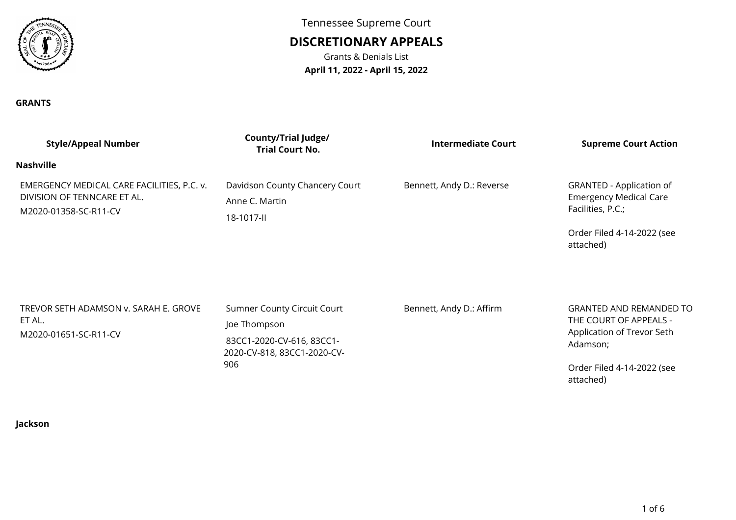Tennessee Supreme Court

# DISCRETIONARY APPEALS

Grants & Denials List

**April 11, 2022 - April 15, 2022**

## GRANTS

| Style/Appeal Number | County/Trial Judge/ Trial Court No. | Intermediate Court | Supreme Court Action |
|---|---|---|---|
| **Nashville** | | | |
| EMERGENCY MEDICAL CARE FACILITIES, P.C. v. DIVISION OF TENNCARE ET AL. M2020-01358-SC-R11-CV | Davidson County Chancery Court Anne C. Martin 18-1017-II | Bennett, Andy D.: Reverse | GRANTED - Application of Emergency Medical Care Facilities, P.C.; Order Filed 4-14-2022 (see attached) |
| TREVOR SETH ADAMSON v. SARAH E. GROVE ET AL. M2020-01651-SC-R11-CV | Sumner County Circuit Court Joe Thompson 83CC1-2020-CV-616, 83CC1-2020-CV-818, 83CC1-2020-CV-906 | Bennett, Andy D.: Affirm | GRANTED AND REMANDED TO THE COURT OF APPEALS - Application of Trevor Seth Adamson; Order Filed 4-14-2022 (see attached) |
| **Jackson** | | | |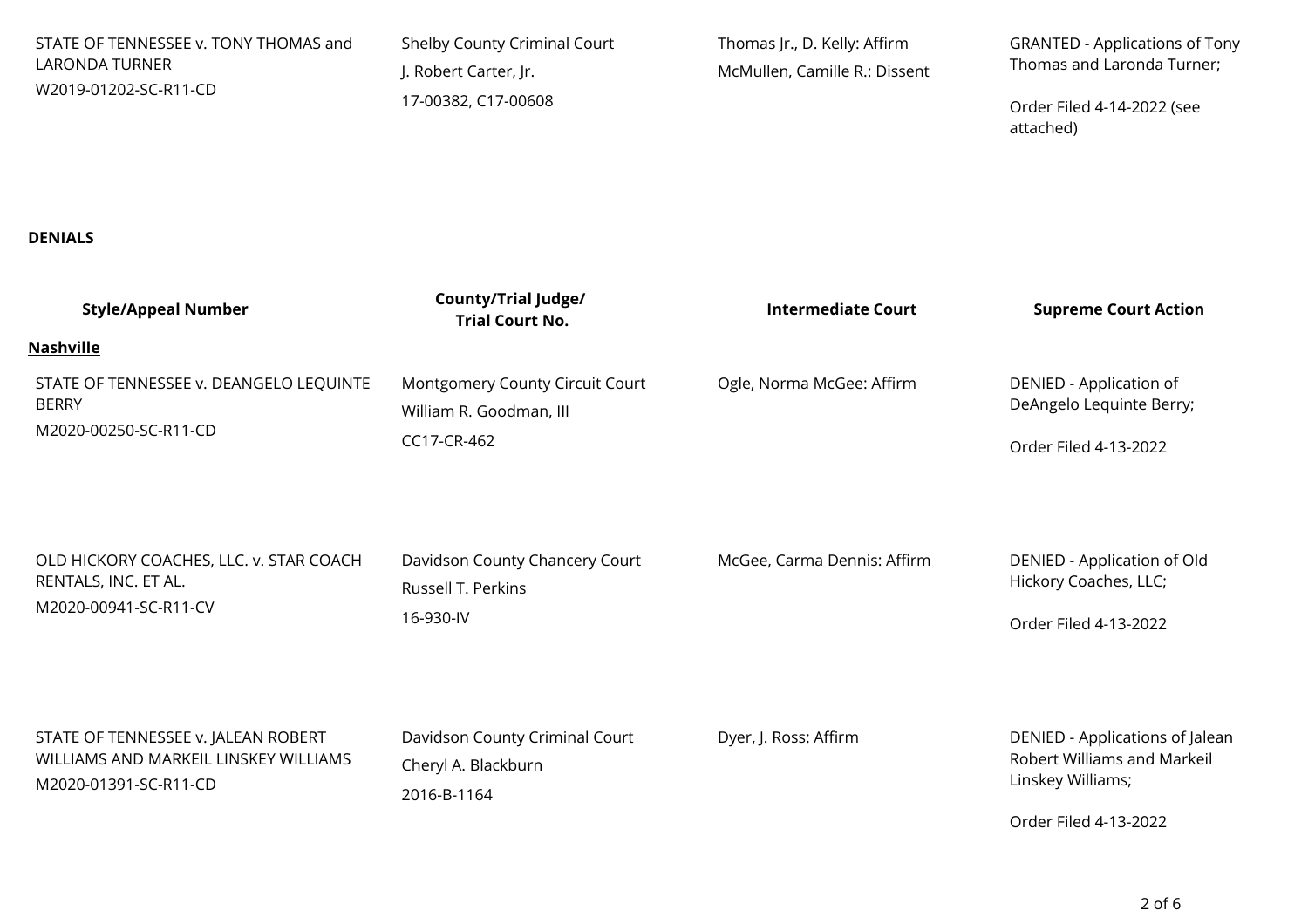| | | | |
|---|---|---|---|
| STATE OF TENNESSEE v. TONY THOMAS and LARONDA TURNER<br>W2019-01202-SC-R11-CD | Shelby County Criminal Court<br>J. Robert Carter, Jr.<br>17-00382, C17-00608 | Thomas Jr., D. Kelly: Affirm<br>McMullen, Camille R.: Dissent | GRANTED - Applications of Tony Thomas and Laronda Turner;<br><br>Order Filed 4-14-2022 (see attached) |

**DENIALS**

| Style/Appeal Number | County/Trial Judge/ Trial Court No. | Intermediate Court | Supreme Court Action |
|---|---|---|---|
| **Nashville** | | | |
| STATE OF TENNESSEE v. DEANGELO LEQUINTE BERRY<br>M2020-00250-SC-R11-CD | Montgomery County Circuit Court<br>William R. Goodman, III<br>CC17-CR-462 | Ogle, Norma McGee: Affirm | DENIED - Application of DeAngelo Lequinte Berry;<br><br>Order Filed 4-13-2022 |
| OLD HICKORY COACHES, LLC. v. STAR COACH RENTALS, INC. ET AL.<br>M2020-00941-SC-R11-CV | Davidson County Chancery Court<br>Russell T. Perkins<br>16-930-IV | McGee, Carma Dennis: Affirm | DENIED - Application of Old Hickory Coaches, LLC;<br><br>Order Filed 4-13-2022 |
| STATE OF TENNESSEE v. JALEAN ROBERT WILLIAMS AND MARKEIL LINSKEY WILLIAMS<br>M2020-01391-SC-R11-CD | Davidson County Criminal Court<br>Cheryl A. Blackburn<br>2016-B-1164 | Dyer, J. Ross: Affirm | DENIED - Applications of Jalean Robert Williams and Markeil Linskey Williams;<br><br>Order Filed 4-13-2022 |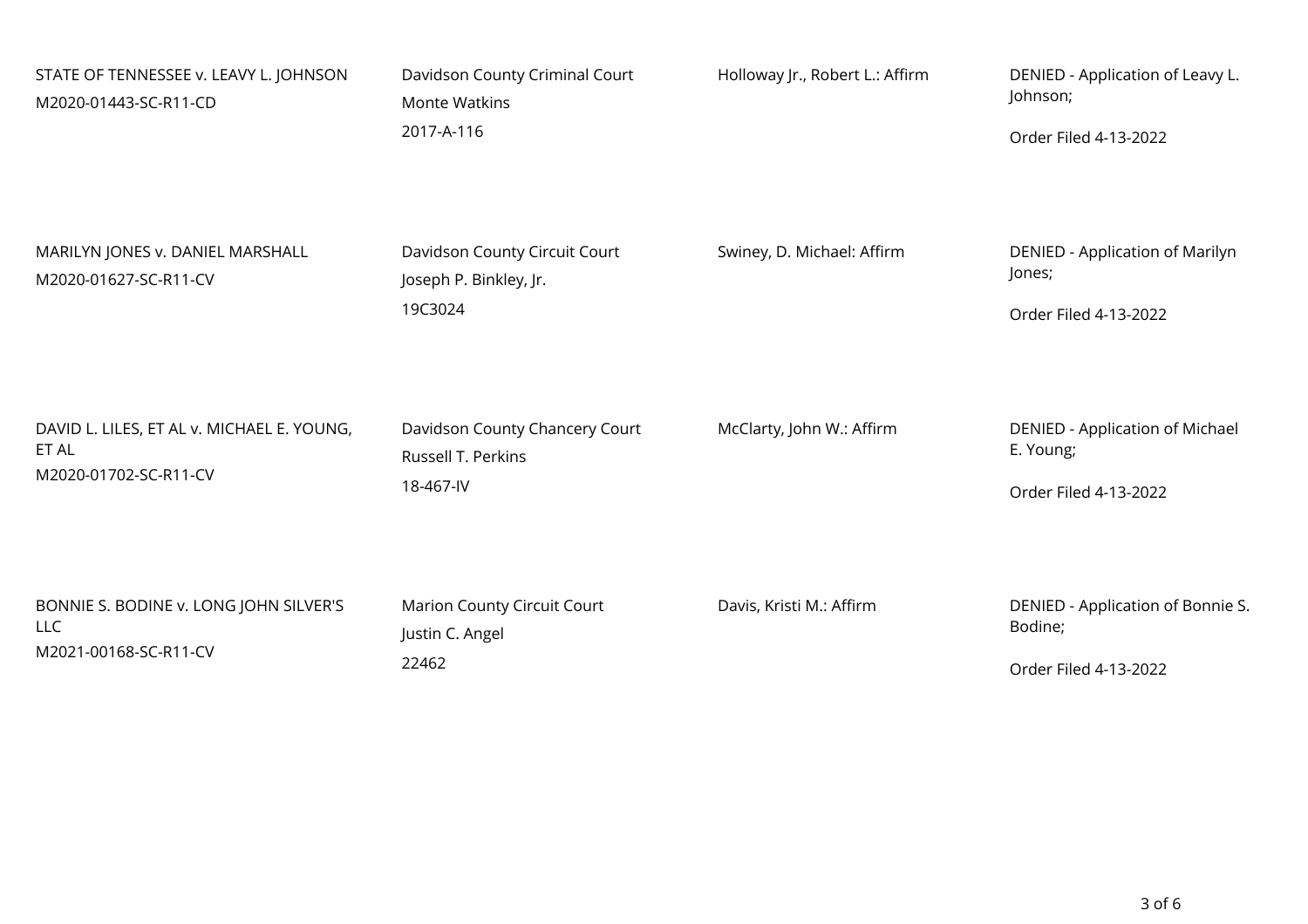| | | | |
|---|---|---|---|
| STATE OF TENNESSEE v. LEAVY L. JOHNSON<br>M2020-01443-SC-R11-CD | Davidson County Criminal Court<br>Monte Watkins<br>2017-A-116 | Holloway Jr., Robert L.: Affirm | DENIED - Application of Leavy L. Johnson;<br><br>Order Filed 4-13-2022 |
| MARILYN JONES v. DANIEL MARSHALL<br>M2020-01627-SC-R11-CV | Davidson County Circuit Court<br>Joseph P. Binkley, Jr.<br>19C3024 | Swiney, D. Michael: Affirm | DENIED - Application of Marilyn Jones;<br><br>Order Filed 4-13-2022 |
| DAVID L. LILES, ET AL v. MICHAEL E. YOUNG, ET AL<br>M2020-01702-SC-R11-CV | Davidson County Chancery Court<br>Russell T. Perkins<br>18-467-IV | McClarty, John W.: Affirm | DENIED - Application of Michael E. Young;<br><br>Order Filed 4-13-2022 |
| BONNIE S. BODINE v. LONG JOHN SILVER'S LLC<br>M2021-00168-SC-R11-CV | Marion County Circuit Court<br>Justin C. Angel<br>22462 | Davis, Kristi M.: Affirm | DENIED - Application of Bonnie S. Bodine;<br><br>Order Filed 4-13-2022 |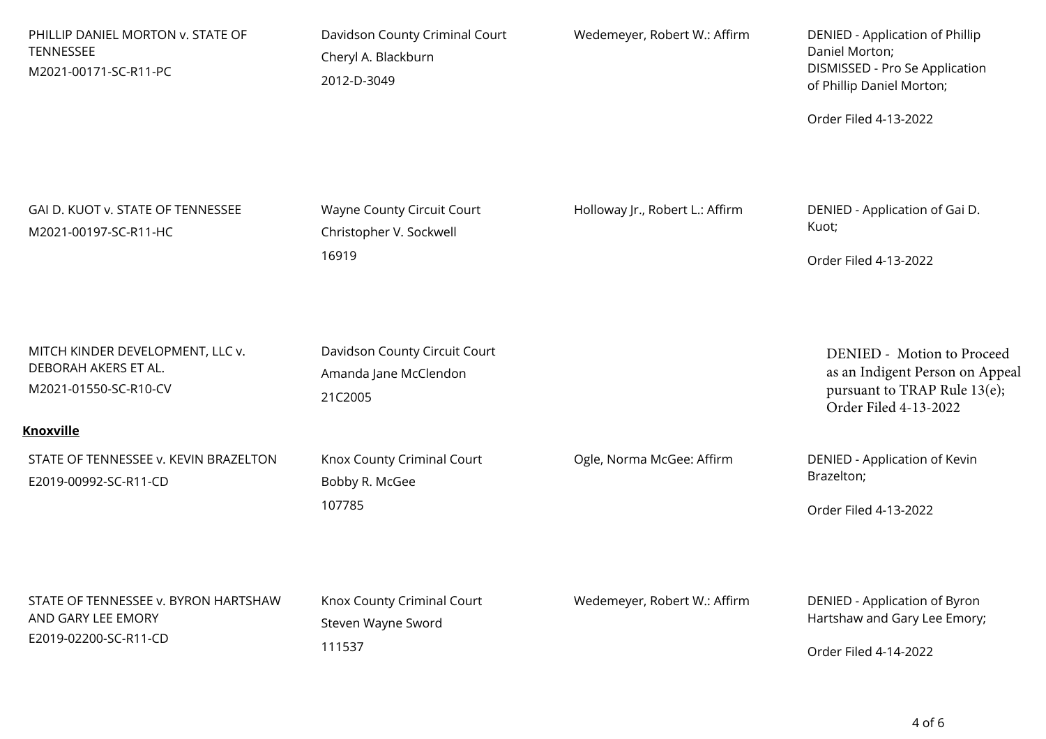| | | | |
|---|---|---|---|
| PHILLIP DANIEL MORTON v. STATE OF TENNESSEE<br>M2021-00171-SC-R11-PC | Davidson County Criminal Court<br>Cheryl A. Blackburn<br>2012-D-3049 | Wedemeyer, Robert W.: Affirm | DENIED - Application of Phillip Daniel Morton;<br>DISMISSED - Pro Se Application of Phillip Daniel Morton;<br><br>Order Filed 4-13-2022 |
| GAI D. KUOT v. STATE OF TENNESSEE<br>M2021-00197-SC-R11-HC | Wayne County Circuit Court<br>Christopher V. Sockwell<br>16919 | Holloway Jr., Robert L.: Affirm | DENIED - Application of Gai D. Kuot;<br><br>Order Filed 4-13-2022 |
| MITCH KINDER DEVELOPMENT, LLC v. DEBORAH AKERS ET AL.<br>M2021-01550-SC-R10-CV | Davidson County Circuit Court<br>Amanda Jane McClendon<br>21C2005 | | DENIED - Motion to Proceed as an Indigent Person on Appeal pursuant to TRAP Rule 13(e);<br>Order Filed 4-13-2022 |

**Knoxville**

| | | | |
|---|---|---|---|
| STATE OF TENNESSEE v. KEVIN BRAZELTON<br>E2019-00992-SC-R11-CD | Knox County Criminal Court<br>Bobby R. McGee<br>107785 | Ogle, Norma McGee: Affirm | DENIED - Application of Kevin Brazelton;<br><br>Order Filed 4-13-2022 |
| STATE OF TENNESSEE v. BYRON HARTSHAW AND GARY LEE EMORY<br>E2019-02200-SC-R11-CD | Knox County Criminal Court<br>Steven Wayne Sword<br>111537 | Wedemeyer, Robert W.: Affirm | DENIED - Application of Byron Hartshaw and Gary Lee Emory;<br><br>Order Filed 4-14-2022 |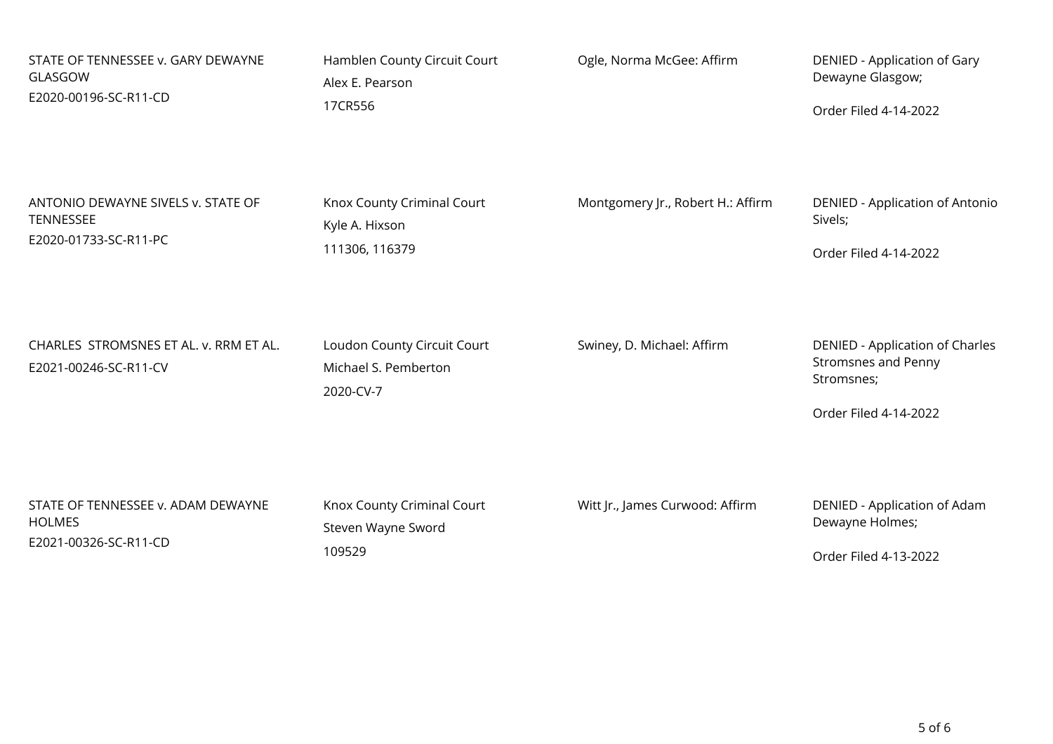| | | | |
|---|---|---|---|
| STATE OF TENNESSEE v. GARY DEWAYNE GLASGOW<br>E2020-00196-SC-R11-CD | Hamblen County Circuit Court<br>Alex E. Pearson<br>17CR556 | Ogle, Norma McGee: Affirm | DENIED - Application of Gary Dewayne Glasgow;<br><br>Order Filed 4-14-2022 |
| ANTONIO DEWAYNE SIVELS v. STATE OF TENNESSEE<br>E2020-01733-SC-R11-PC | Knox County Criminal Court<br>Kyle A. Hixson<br>111306, 116379 | Montgomery Jr., Robert H.: Affirm | DENIED - Application of Antonio Sivels;<br><br>Order Filed 4-14-2022 |
| CHARLES STROMSNES ET AL. v. RRM ET AL.<br>E2021-00246-SC-R11-CV | Loudon County Circuit Court<br>Michael S. Pemberton<br>2020-CV-7 | Swiney, D. Michael: Affirm | DENIED - Application of Charles Stromsnes and Penny Stromsnes;<br><br>Order Filed 4-14-2022 |
| STATE OF TENNESSEE v. ADAM DEWAYNE HOLMES<br>E2021-00326-SC-R11-CD | Knox County Criminal Court<br>Steven Wayne Sword<br>109529 | Witt Jr., James Curwood: Affirm | DENIED - Application of Adam Dewayne Holmes;<br><br>Order Filed 4-13-2022 |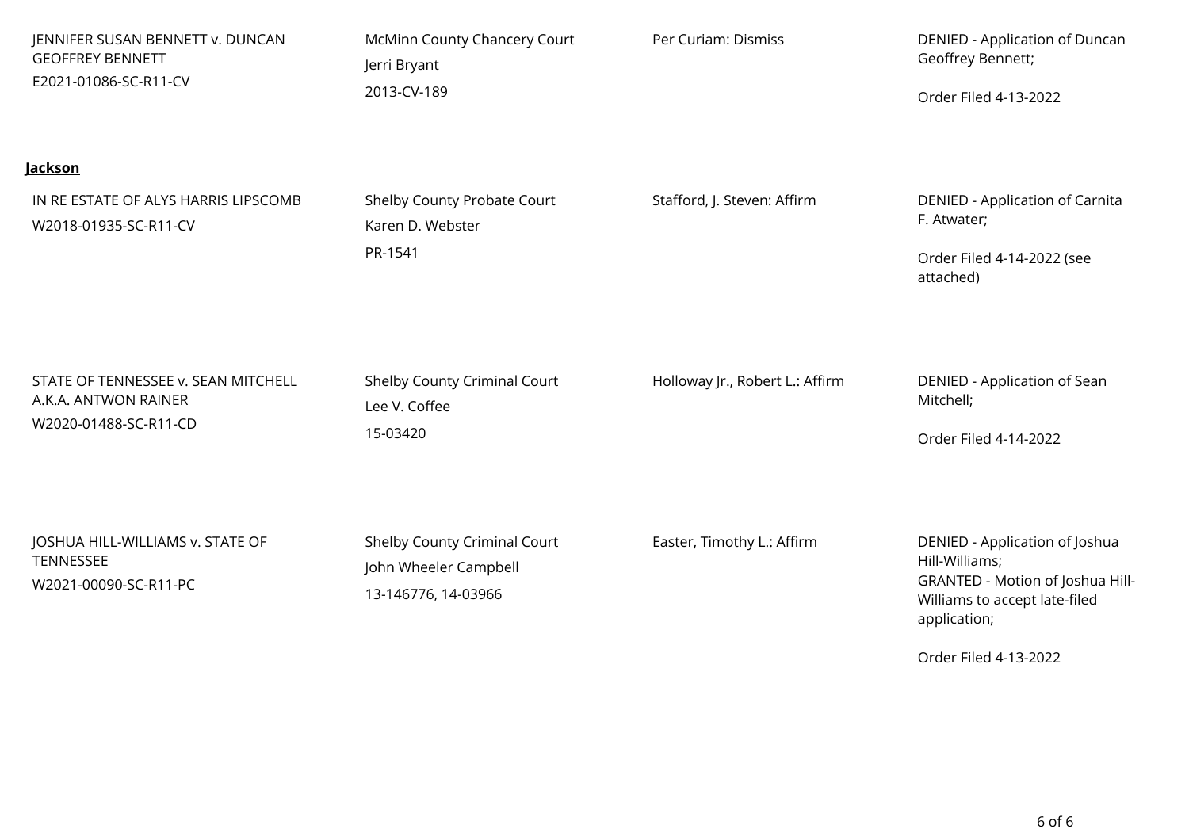| | | | |
|---|---|---|---|
| JENNIFER SUSAN BENNETT v. DUNCAN GEOFFREY BENNETT<br>E2021-01086-SC-R11-CV | McMinn County Chancery Court<br>Jerri Bryant<br>2013-CV-189 | Per Curiam: Dismiss | DENIED - Application of Duncan Geoffrey Bennett;<br><br>Order Filed 4-13-2022 |

**Jackson**

| | | | |
|---|---|---|---|
| IN RE ESTATE OF ALYS HARRIS LIPSCOMB<br>W2018-01935-SC-R11-CV | Shelby County Probate Court<br>Karen D. Webster<br>PR-1541 | Stafford, J. Steven: Affirm | DENIED - Application of Carnita F. Atwater;<br><br>Order Filed 4-14-2022 (see attached) |
| STATE OF TENNESSEE v. SEAN MITCHELL A.K.A. ANTWON RAINER<br>W2020-01488-SC-R11-CD | Shelby County Criminal Court<br>Lee V. Coffee<br>15-03420 | Holloway Jr., Robert L.: Affirm | DENIED - Application of Sean Mitchell;<br><br>Order Filed 4-14-2022 |
| JOSHUA HILL-WILLIAMS v. STATE OF TENNESSEE<br>W2021-00090-SC-R11-PC | Shelby County Criminal Court<br>John Wheeler Campbell<br>13-146776, 14-03966 | Easter, Timothy L.: Affirm | DENIED - Application of Joshua Hill-Williams;<br>GRANTED - Motion of Joshua Hill-Williams to accept late-filed application;<br><br>Order Filed 4-13-2022 |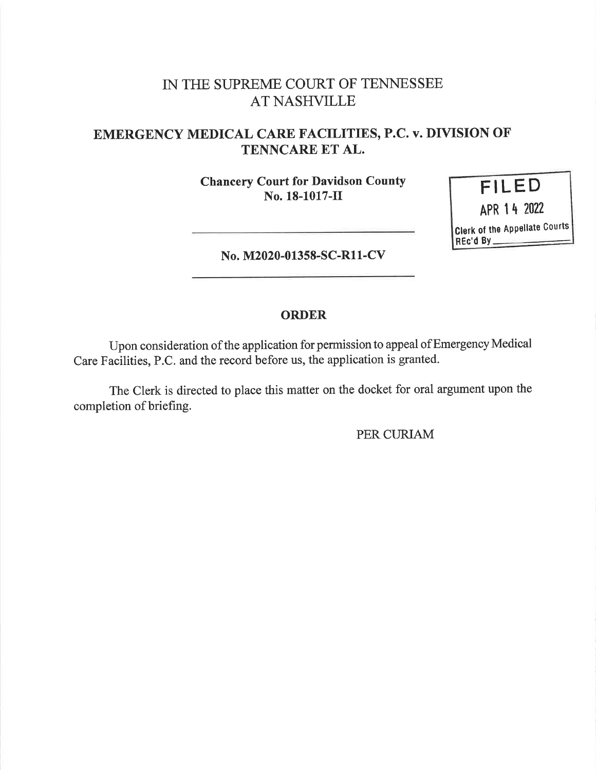# IN THE SUPREME COURT OF TENNESSEE
# AT NASHVILLE

## EMERGENCY MEDICAL CARE FACILITIES, P.C. v. DIVISION OF TENNCARE ET AL.

**Chancery Court for Davidson County**
**No. 18-1017-II**

FILED
APR 14 2022
Clerk of the Appellate Courts
REc'd By ______

---

**No. M2020-01358-SC-R11-CV**

---

**ORDER**

Upon consideration of the application for permission to appeal of Emergency Medical Care Facilities, P.C. and the record before us, the application is granted.

The Clerk is directed to place this matter on the docket for oral argument upon the completion of briefing.

PER CURIAM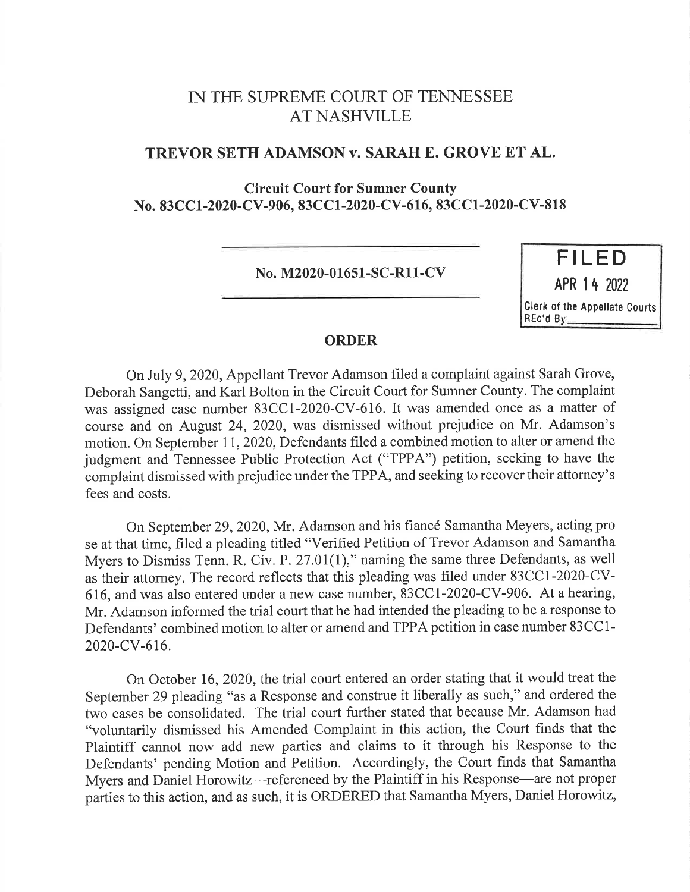# IN THE SUPREME COURT OF TENNESSEE AT NASHVILLE

## TREVOR SETH ADAMSON v. SARAH E. GROVE ET AL.

**Circuit Court for Sumner County**
**No. 83CC1-2020-CV-906, 83CC1-2020-CV-616, 83CC1-2020-CV-818**

---

**No. M2020-01651-SC-R11-CV**

---

**FILED**
APR 14 2022
Clerk of the Appellate Courts
REc'd By\_\_\_\_\_\_\_\_\_\_

## ORDER

On July 9, 2020, Appellant Trevor Adamson filed a complaint against Sarah Grove, Deborah Sangetti, and Karl Bolton in the Circuit Court for Sumner County. The complaint was assigned case number 83CC1-2020-CV-616. It was amended once as a matter of course and on August 24, 2020, was dismissed without prejudice on Mr. Adamson's motion. On September 11, 2020, Defendants filed a combined motion to alter or amend the judgment and Tennessee Public Protection Act ("TPPA") petition, seeking to have the complaint dismissed with prejudice under the TPPA, and seeking to recover their attorney's fees and costs.

On September 29, 2020, Mr. Adamson and his fiancé Samantha Meyers, acting pro se at that time, filed a pleading titled "Verified Petition of Trevor Adamson and Samantha Myers to Dismiss Tenn. R. Civ. P. 27.01(1)," naming the same three Defendants, as well as their attorney. The record reflects that this pleading was filed under 83CC1-2020-CV-616, and was also entered under a new case number, 83CC1-2020-CV-906. At a hearing, Mr. Adamson informed the trial court that he had intended the pleading to be a response to Defendants' combined motion to alter or amend and TPPA petition in case number 83CC1-2020-CV-616.

On October 16, 2020, the trial court entered an order stating that it would treat the September 29 pleading "as a Response and construe it liberally as such," and ordered the two cases be consolidated. The trial court further stated that because Mr. Adamson had "voluntarily dismissed his Amended Complaint in this action, the Court finds that the Plaintiff cannot now add new parties and claims to it through his Response to the Defendants' pending Motion and Petition. Accordingly, the Court finds that Samantha Myers and Daniel Horowitz—referenced by the Plaintiff in his Response—are not proper parties to this action, and as such, it is ORDERED that Samantha Myers, Daniel Horowitz,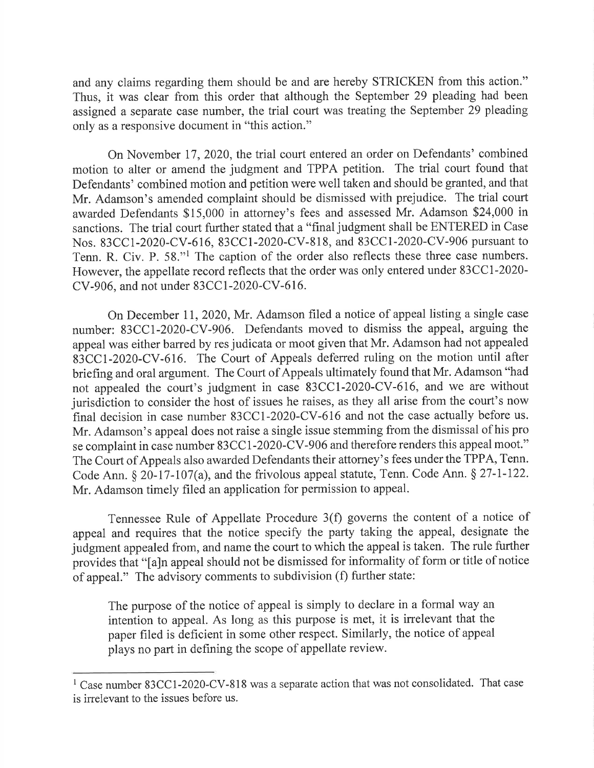and any claims regarding them should be and are hereby STRICKEN from this action." Thus, it was clear from this order that although the September 29 pleading had been assigned a separate case number, the trial court was treating the September 29 pleading only as a responsive document in "this action."

On November 17, 2020, the trial court entered an order on Defendants' combined motion to alter or amend the judgment and TPPA petition. The trial court found that Defendants' combined motion and petition were well taken and should be granted, and that Mr. Adamson's amended complaint should be dismissed with prejudice. The trial court awarded Defendants $15,000 in attorney's fees and assessed Mr. Adamson $24,000 in sanctions. The trial court further stated that a "final judgment shall be ENTERED in Case Nos. 83CC1-2020-CV-616, 83CC1-2020-CV-818, and 83CC1-2020-CV-906 pursuant to Tenn. R. Civ. P. 58."[1] The caption of the order also reflects these three case numbers. However, the appellate record reflects that the order was only entered under 83CC1-2020-CV-906, and not under 83CC1-2020-CV-616.

On December 11, 2020, Mr. Adamson filed a notice of appeal listing a single case number: 83CC1-2020-CV-906. Defendants moved to dismiss the appeal, arguing the appeal was either barred by res judicata or moot given that Mr. Adamson had not appealed 83CC1-2020-CV-616. The Court of Appeals deferred ruling on the motion until after briefing and oral argument. The Court of Appeals ultimately found that Mr. Adamson "had not appealed the court's judgment in case 83CC1-2020-CV-616, and we are without jurisdiction to consider the host of issues he raises, as they all arise from the court's now final decision in case number 83CC1-2020-CV-616 and not the case actually before us. Mr. Adamson's appeal does not raise a single issue stemming from the dismissal of his pro se complaint in case number 83CC1-2020-CV-906 and therefore renders this appeal moot." The Court of Appeals also awarded Defendants their attorney's fees under the TPPA, Tenn. Code Ann. § 20-17-107(a), and the frivolous appeal statute, Tenn. Code Ann. § 27-1-122. Mr. Adamson timely filed an application for permission to appeal.

Tennessee Rule of Appellate Procedure 3(f) governs the content of a notice of appeal and requires that the notice specify the party taking the appeal, designate the judgment appealed from, and name the court to which the appeal is taken. The rule further provides that "[a]n appeal should not be dismissed for informality of form or title of notice of appeal." The advisory comments to subdivision (f) further state:

> The purpose of the notice of appeal is simply to declare in a formal way an intention to appeal. As long as this purpose is met, it is irrelevant that the paper filed is deficient in some other respect. Similarly, the notice of appeal plays no part in defining the scope of appellate review.

---

[1] Case number 83CC1-2020-CV-818 was a separate action that was not consolidated. That case is irrelevant to the issues before us.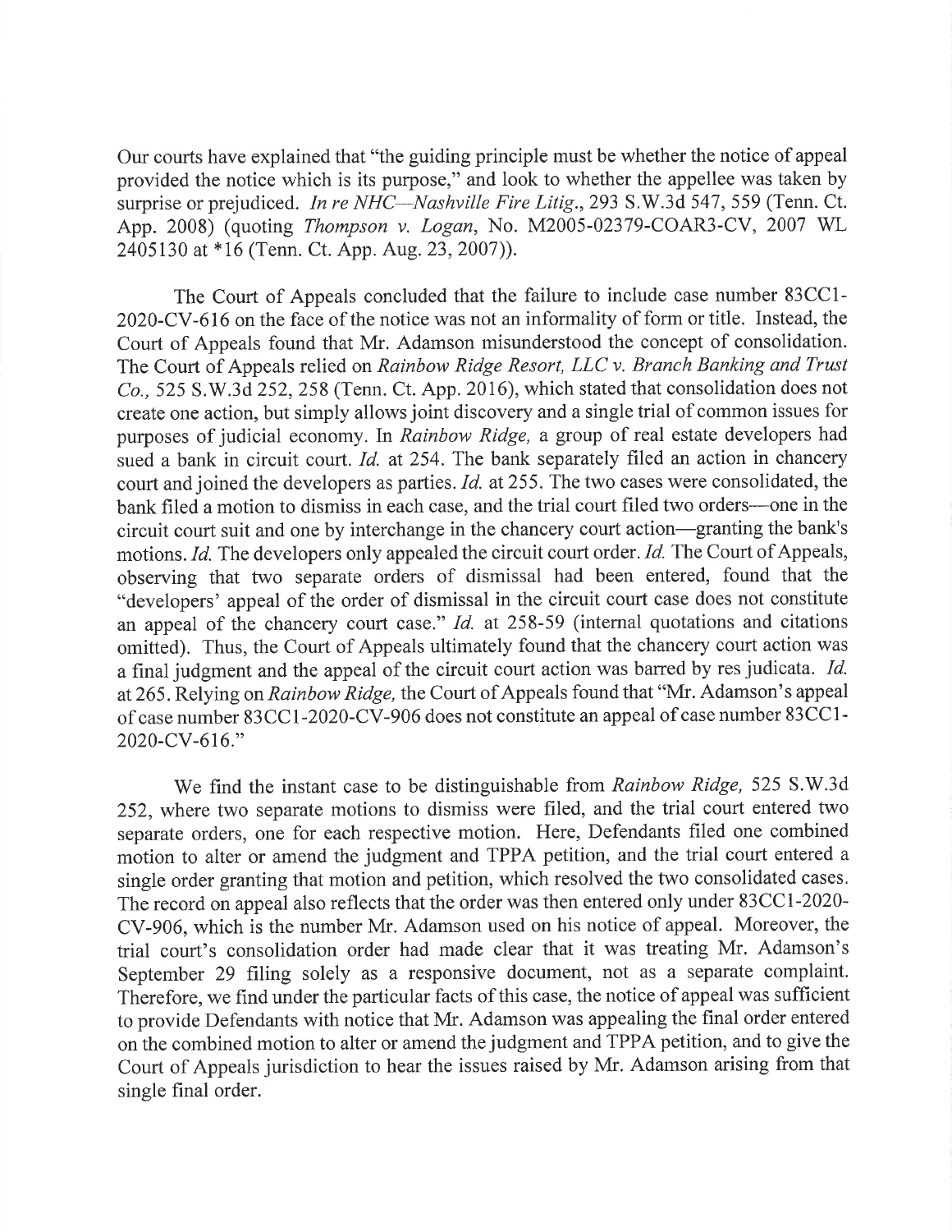Our courts have explained that "the guiding principle must be whether the notice of appeal provided the notice which is its purpose," and look to whether the appellee was taken by surprise or prejudiced. *In re NHC—Nashville Fire Litig.*, 293 S.W.3d 547, 559 (Tenn. Ct. App. 2008) (quoting *Thompson v. Logan*, No. M2005-02379-COAR3-CV, 2007 WL 2405130 at *16 (Tenn. Ct. App. Aug. 23, 2007)).

The Court of Appeals concluded that the failure to include case number 83CC1-2020-CV-616 on the face of the notice was not an informality of form or title. Instead, the Court of Appeals found that Mr. Adamson misunderstood the concept of consolidation. The Court of Appeals relied on *Rainbow Ridge Resort, LLC v. Branch Banking and Trust Co.*, 525 S.W.3d 252, 258 (Tenn. Ct. App. 2016), which stated that consolidation does not create one action, but simply allows joint discovery and a single trial of common issues for purposes of judicial economy. In *Rainbow Ridge*, a group of real estate developers had sued a bank in circuit court. *Id.* at 254. The bank separately filed an action in chancery court and joined the developers as parties. *Id.* at 255. The two cases were consolidated, the bank filed a motion to dismiss in each case, and the trial court filed two orders—one in the circuit court suit and one by interchange in the chancery court action—granting the bank's motions. *Id.* The developers only appealed the circuit court order. *Id.* The Court of Appeals, observing that two separate orders of dismissal had been entered, found that the "developers' appeal of the order of dismissal in the circuit court case does not constitute an appeal of the chancery court case." *Id.* at 258-59 (internal quotations and citations omitted). Thus, the Court of Appeals ultimately found that the chancery court action was a final judgment and the appeal of the circuit court action was barred by res judicata. *Id.* at 265. Relying on *Rainbow Ridge*, the Court of Appeals found that "Mr. Adamson's appeal of case number 83CC1-2020-CV-906 does not constitute an appeal of case number 83CC1-2020-CV-616."

We find the instant case to be distinguishable from *Rainbow Ridge*, 525 S.W.3d 252, where two separate motions to dismiss were filed, and the trial court entered two separate orders, one for each respective motion. Here, Defendants filed one combined motion to alter or amend the judgment and TPPA petition, and the trial court entered a single order granting that motion and petition, which resolved the two consolidated cases. The record on appeal also reflects that the order was then entered only under 83CC1-2020-CV-906, which is the number Mr. Adamson used on his notice of appeal. Moreover, the trial court's consolidation order had made clear that it was treating Mr. Adamson's September 29 filing solely as a responsive document, not as a separate complaint. Therefore, we find under the particular facts of this case, the notice of appeal was sufficient to provide Defendants with notice that Mr. Adamson was appealing the final order entered on the combined motion to alter or amend the judgment and TPPA petition, and to give the Court of Appeals jurisdiction to hear the issues raised by Mr. Adamson arising from that single final order.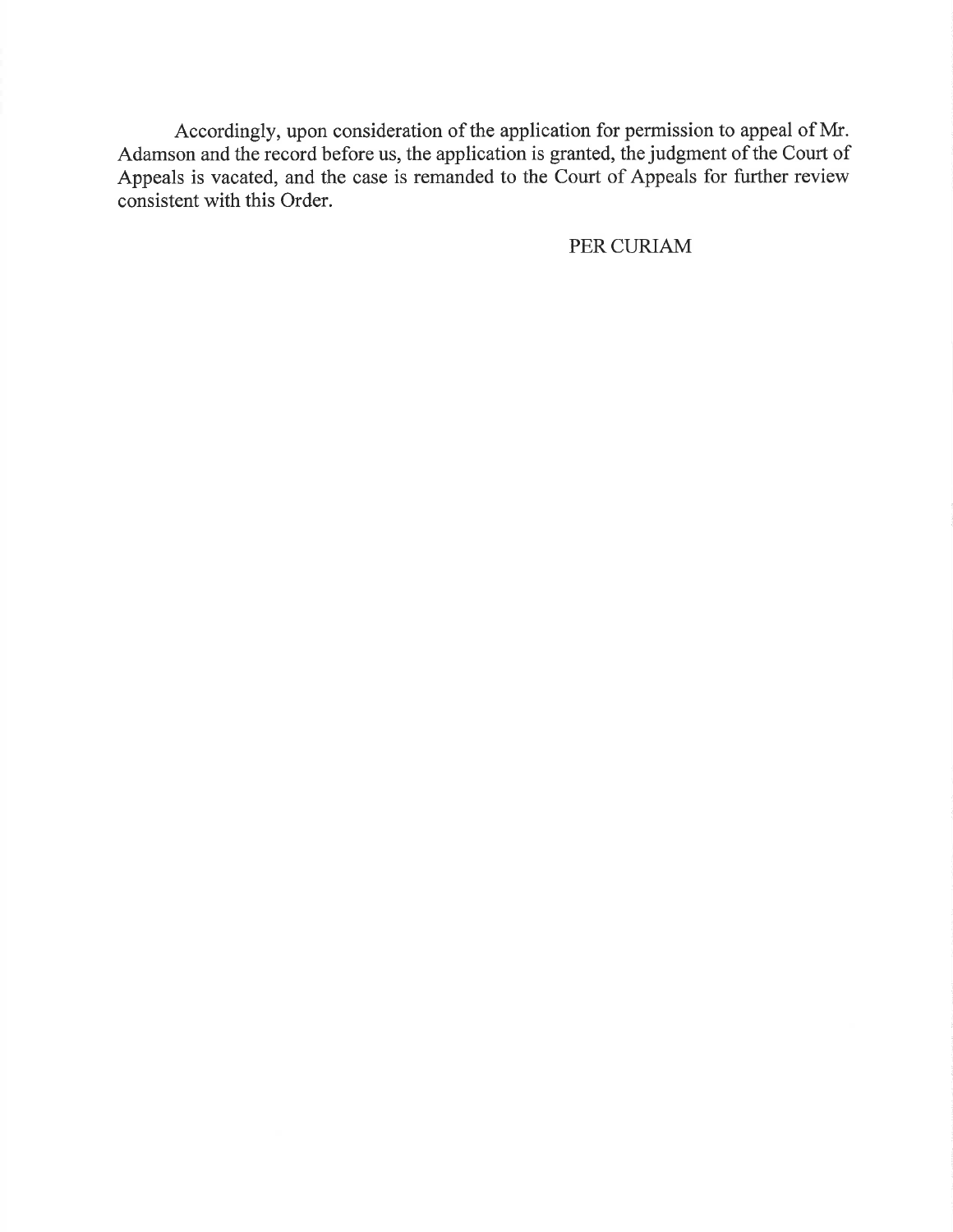Accordingly, upon consideration of the application for permission to appeal of Mr. Adamson and the record before us, the application is granted, the judgment of the Court of Appeals is vacated, and the case is remanded to the Court of Appeals for further review consistent with this Order.

PER CURIAM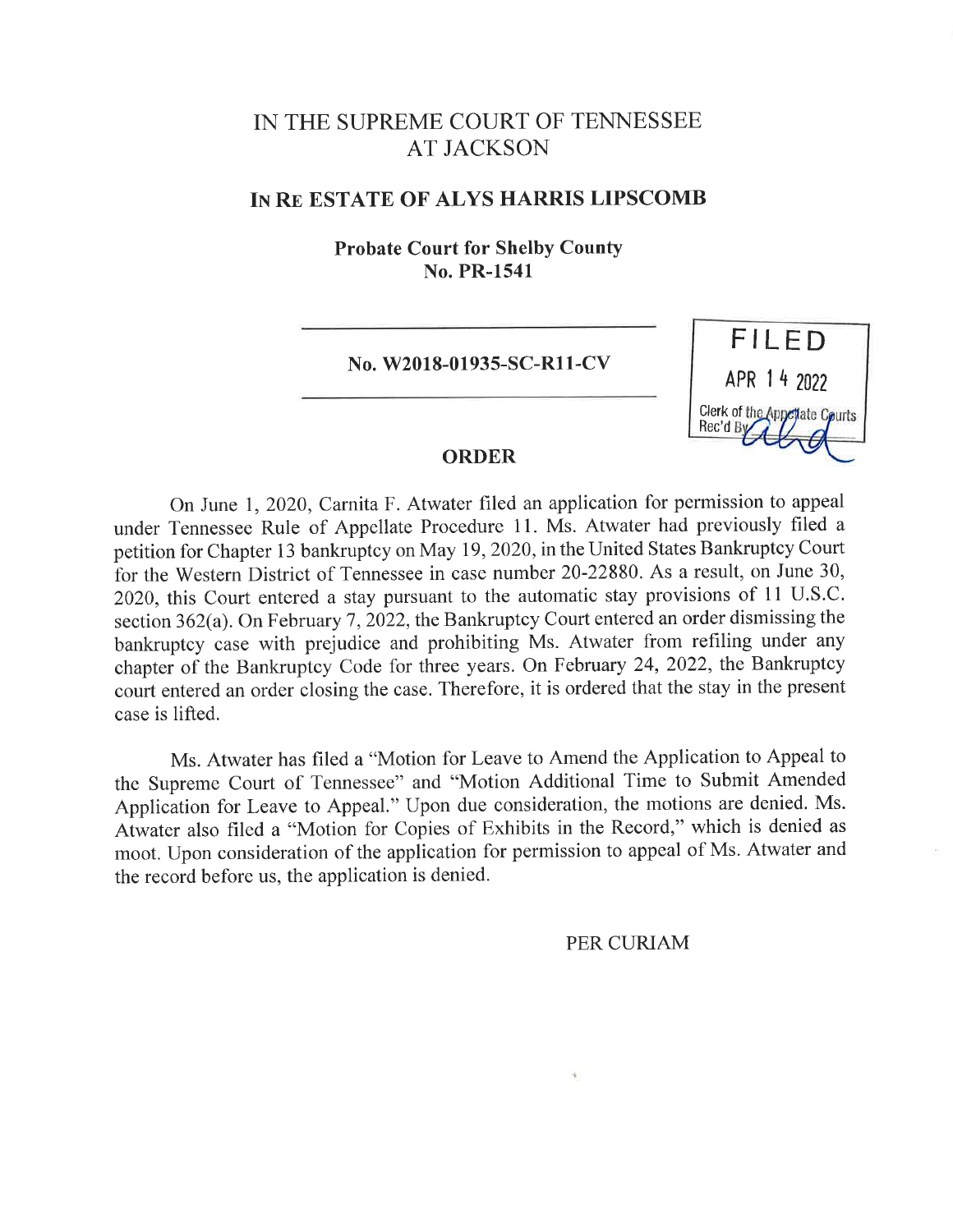# IN THE SUPREME COURT OF TENNESSEE AT JACKSON

## IN RE ESTATE OF ALYS HARRIS LIPSCOMB

**Probate Court for Shelby County**
**No. PR-1541**

---

**No. W2018-01935-SC-R11-CV**

---

FILED
APR 14 2022
Clerk of the Appellate Courts
Rec'd By

## ORDER

On June 1, 2020, Carnita F. Atwater filed an application for permission to appeal under Tennessee Rule of Appellate Procedure 11. Ms. Atwater had previously filed a petition for Chapter 13 bankruptcy on May 19, 2020, in the United States Bankruptcy Court for the Western District of Tennessee in case number 20-22880. As a result, on June 30, 2020, this Court entered a stay pursuant to the automatic stay provisions of 11 U.S.C. section 362(a). On February 7, 2022, the Bankruptcy Court entered an order dismissing the bankruptcy case with prejudice and prohibiting Ms. Atwater from refiling under any chapter of the Bankruptcy Code for three years. On February 24, 2022, the Bankruptcy court entered an order closing the case. Therefore, it is ordered that the stay in the present case is lifted.

Ms. Atwater has filed a "Motion for Leave to Amend the Application to Appeal to the Supreme Court of Tennessee" and "Motion Additional Time to Submit Amended Application for Leave to Appeal." Upon due consideration, the motions are denied. Ms. Atwater also filed a "Motion for Copies of Exhibits in the Record," which is denied as moot. Upon consideration of the application for permission to appeal of Ms. Atwater and the record before us, the application is denied.

PER CURIAM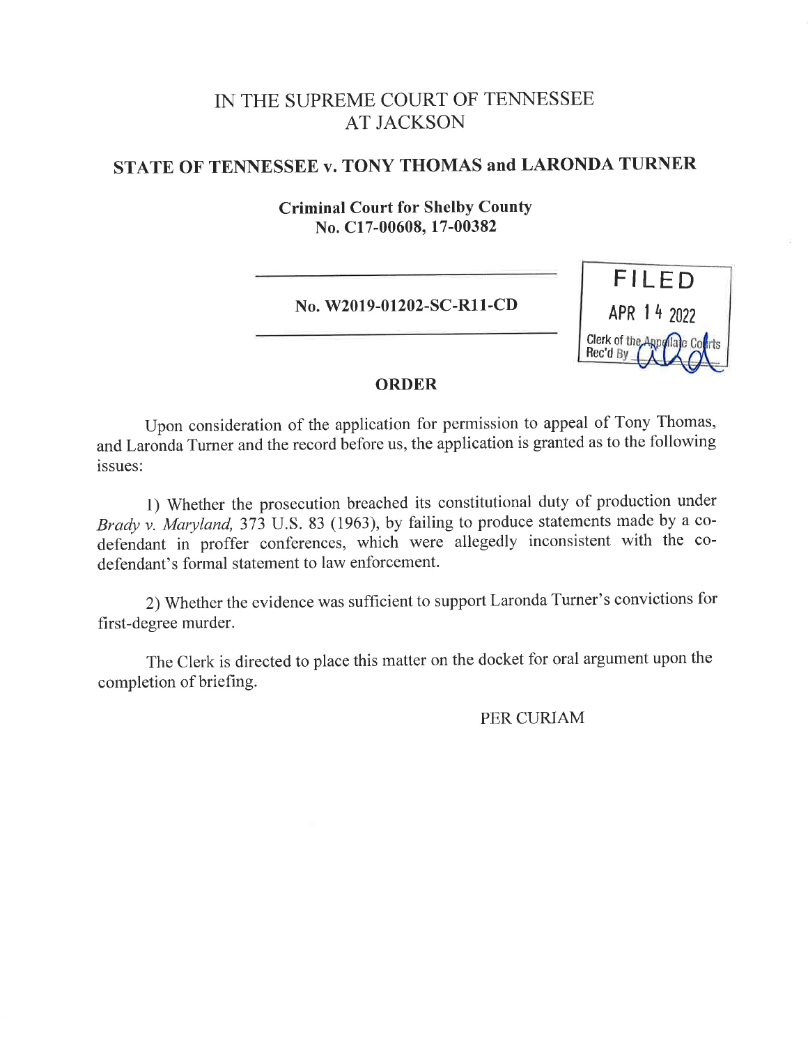# IN THE SUPREME COURT OF TENNESSEE AT JACKSON

## STATE OF TENNESSEE v. TONY THOMAS and LARONDA TURNER

**Criminal Court for Shelby County**
**No. C17-00608, 17-00382**

---

**No. W2019-01202-SC-R11-CD**

---

FILED
APR 14 2022
Clerk of the Appellate Courts
Rec'd By

## ORDER

Upon consideration of the application for permission to appeal of Tony Thomas, and Laronda Turner and the record before us, the application is granted as to the following issues:

1) Whether the prosecution breached its constitutional duty of production under *Brady v. Maryland,* 373 U.S. 83 (1963), by failing to produce statements made by a co-defendant in proffer conferences, which were allegedly inconsistent with the co-defendant's formal statement to law enforcement.

2) Whether the evidence was sufficient to support Laronda Turner's convictions for first-degree murder.

The Clerk is directed to place this matter on the docket for oral argument upon the completion of briefing.

PER CURIAM